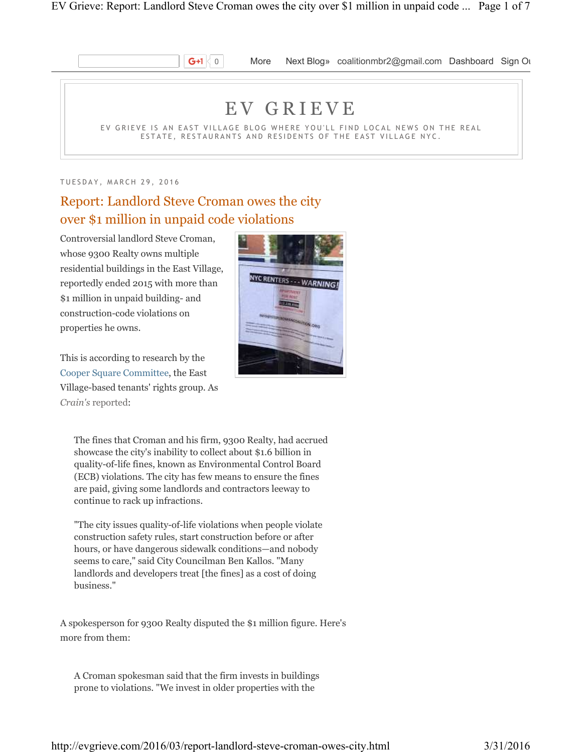# EV GRIEVE

EV GRIEVE IS AN EAST VILLAGE BLOG WHERE YOU'LL FIND LOCAL NEWS ON THE REAL ESTATE, RESTAURANTS AND RESIDENTS OF THE EAST VILLAGE NYC.

TUESDAY, MARCH 29, 2016

## Report: Landlord Steve Croman owes the city over $1 million in unpaid code violations

Controversial landlord Steve Croman, whose 9300 Realty owns multiple residential buildings in the East Village, reportedly ended 2015 with more than $1 million in unpaid building- and construction-code violations on properties he owns.

This is according to research by the Cooper Square Committee, the East Village-based tenants' rights group. As *Crain's* reported:

> The fines that Croman and his firm, 9300 Realty, had accrued showcase the city's inability to collect about $1.6 billion in quality-of-life fines, known as Environmental Control Board (ECB) violations. The city has few means to ensure the fines are paid, giving some landlords and contractors leeway to continue to rack up infractions.
>
> "The city issues quality-of-life violations when people violate construction safety rules, start construction before or after hours, or have dangerous sidewalk conditions—and nobody seems to care," said City Councilman Ben Kallos. "Many landlords and developers treat [the fines] as a cost of doing business."

A spokesperson for 9300 Realty disputed the $1 million figure. Here's more from them:

> A Croman spokesman said that the firm invests in buildings prone to violations. "We invest in older properties with the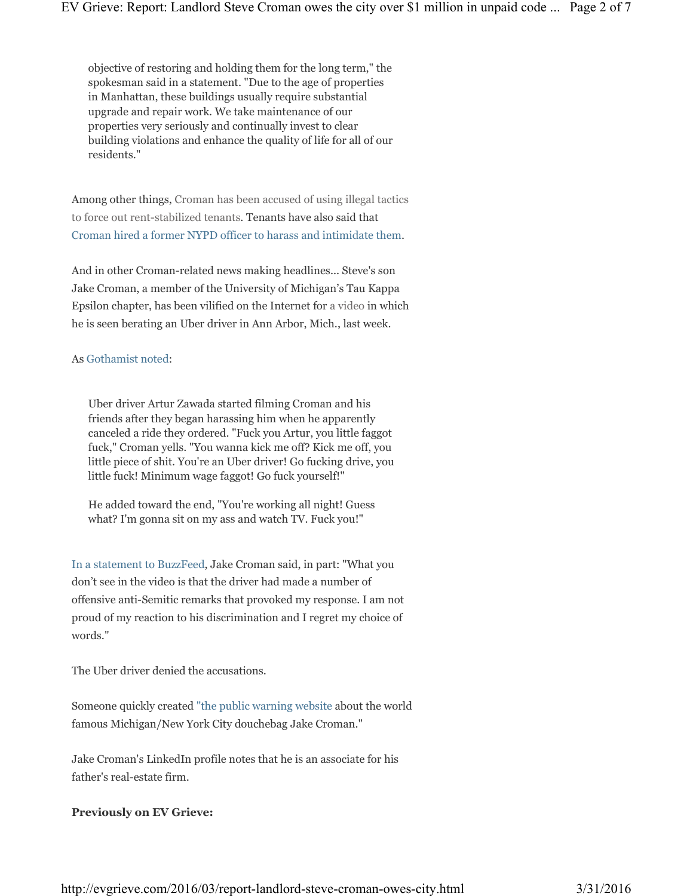> objective of restoring and holding them for the long term," the spokesman said in a statement. "Due to the age of properties in Manhattan, these buildings usually require substantial upgrade and repair work. We take maintenance of our properties very seriously and continually invest to clear building violations and enhance the quality of life for all of our residents."

Among other things, Croman has been accused of using illegal tactics to force out rent-stabilized tenants. Tenants have also said that Croman hired a former NYPD officer to harass and intimidate them.

And in other Croman-related news making headlines... Steve's son Jake Croman, a member of the University of Michigan's Tau Kappa Epsilon chapter, has been vilified on the Internet for a video in which he is seen berating an Uber driver in Ann Arbor, Mich., last week.

As Gothamist noted:

> Uber driver Artur Zawada started filming Croman and his friends after they began harassing him when he apparently canceled a ride they ordered. "Fuck you Artur, you little faggot fuck," Croman yells. "You wanna kick me off? Kick me off, you little piece of shit. You're an Uber driver! Go fucking drive, you little fuck! Minimum wage faggot! Go fuck yourself!"
>
> He added toward the end, "You're working all night! Guess what? I'm gonna sit on my ass and watch TV. Fuck you!"

In a statement to BuzzFeed, Jake Croman said, in part: "What you don't see in the video is that the driver had made a number of offensive anti-Semitic remarks that provoked my response. I am not proud of my reaction to his discrimination and I regret my choice of words."

The Uber driver denied the accusations.

Someone quickly created "the public warning website about the world famous Michigan/New York City douchebag Jake Croman."

Jake Croman's LinkedIn profile notes that he is an associate for his father's real-estate firm.

**Previously on EV Grieve:**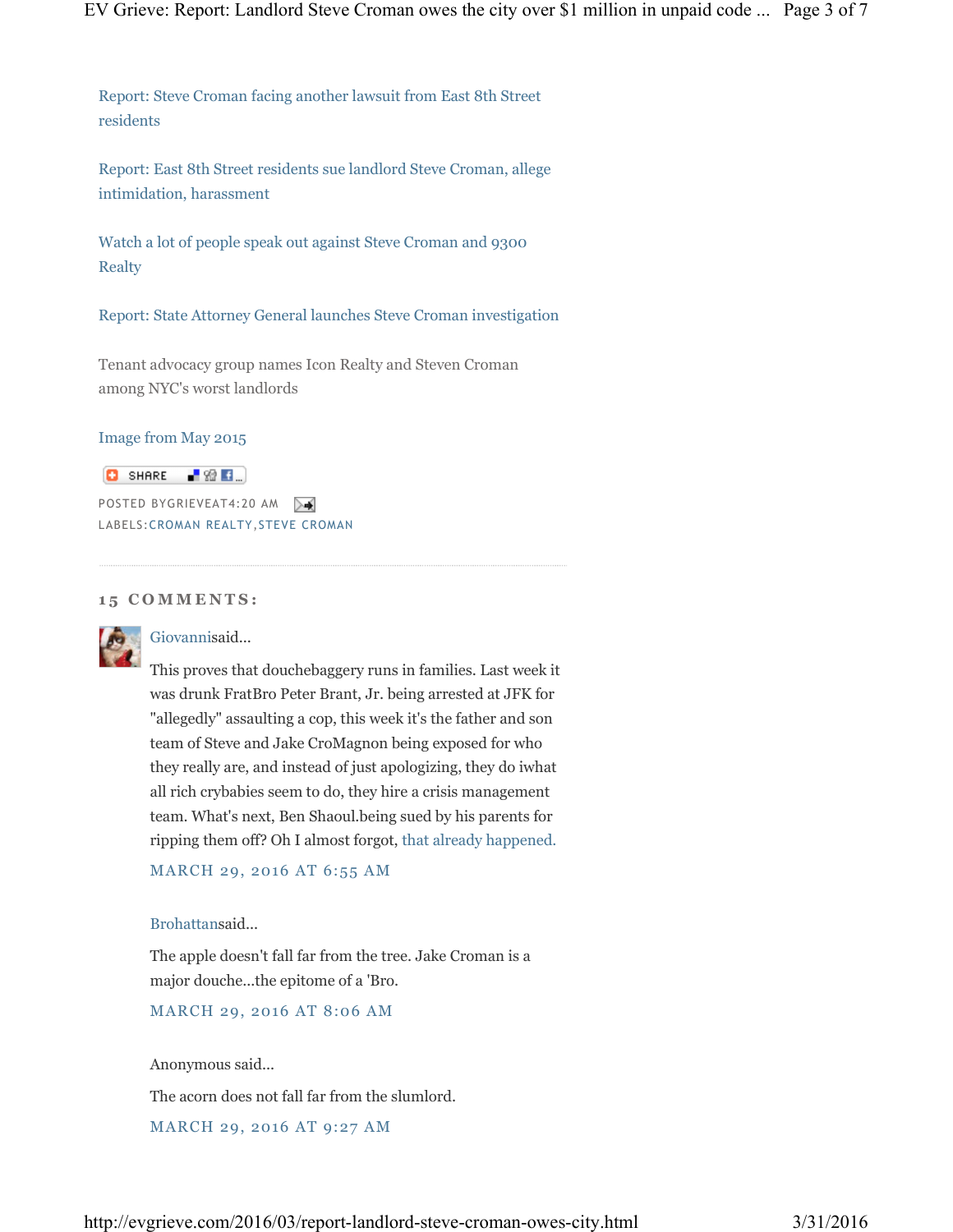Report: Steve Croman facing another lawsuit from East 8th Street residents

Report: East 8th Street residents sue landlord Steve Croman, allege intimidation, harassment

Watch a lot of people speak out against Steve Croman and 9300 Realty

Report: State Attorney General launches Steve Croman investigation

Tenant advocacy group names Icon Realty and Steven Croman among NYC's worst landlords

Image from May 2015

SHARE

POSTED BYGRIEVEAT4:20 AM

LABELS:CROMAN REALTY,STEVE CROMAN

---

## 15 COMMENTS:

Giovannisaid...

This proves that douchebaggery runs in families. Last week it was drunk FratBro Peter Brant, Jr. being arrested at JFK for "allegedly" assaulting a cop, this week it's the father and son team of Steve and Jake CroMagnon being exposed for who they really are, and instead of just apologizing, they do iwhat all rich crybabies seem to do, they hire a crisis management team. What's next, Ben Shaoul.being sued by his parents for ripping them off? Oh I almost forgot, that already happened.

MARCH 29, 2016 AT 6:55 AM

Brohattansaid...

The apple doesn't fall far from the tree. Jake Croman is a major douche...the epitome of a 'Bro.

MARCH 29, 2016 AT 8:06 AM

Anonymous said...

The acorn does not fall far from the slumlord.

MARCH 29, 2016 AT 9:27 AM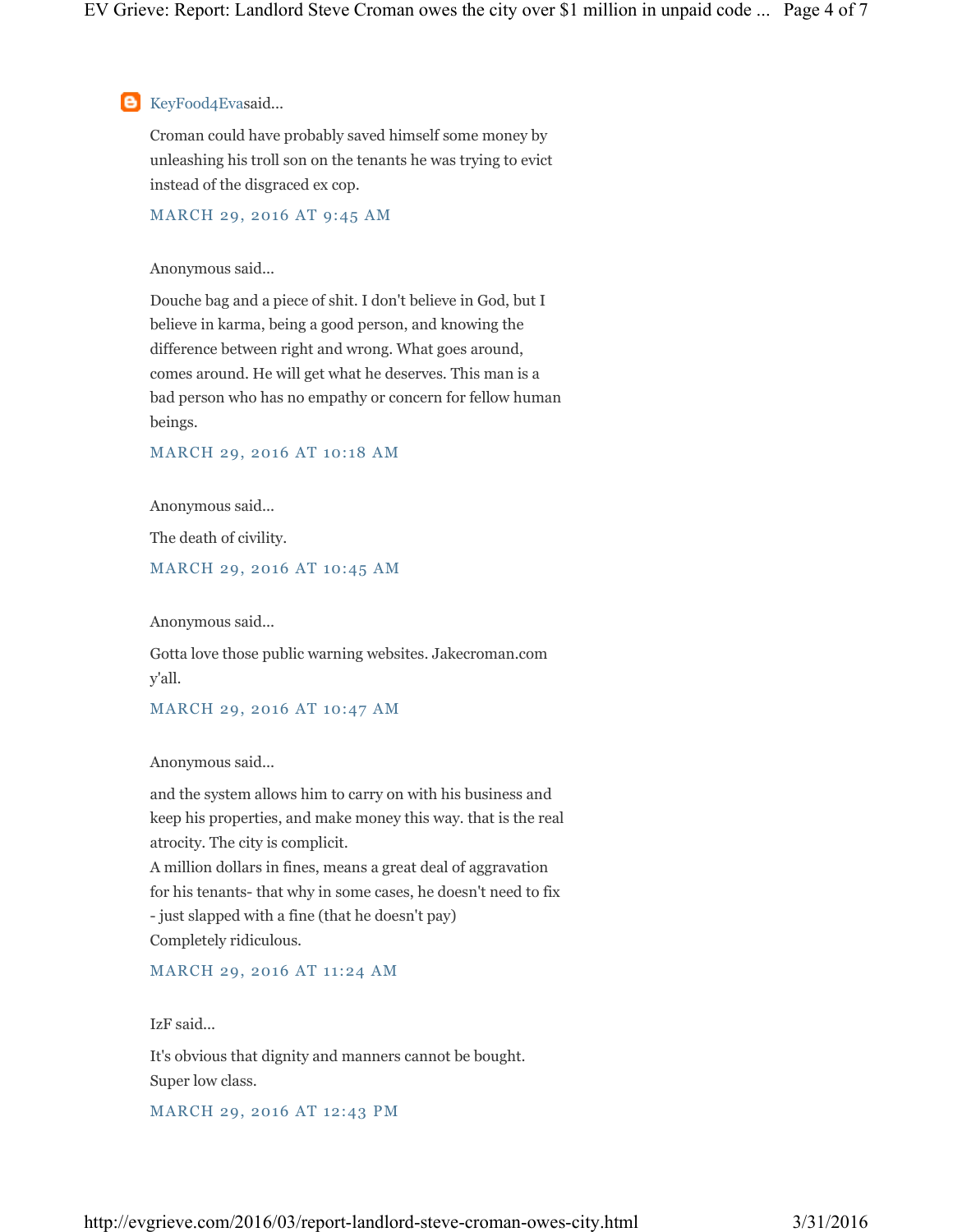KeyFood4Eva said...

Croman could have probably saved himself some money by unleashing his troll son on the tenants he was trying to evict instead of the disgraced ex cop.

MARCH 29, 2016 AT 9:45 AM

Anonymous said...

Douche bag and a piece of shit. I don't believe in God, but I believe in karma, being a good person, and knowing the difference between right and wrong. What goes around, comes around. He will get what he deserves. This man is a bad person who has no empathy or concern for fellow human beings.

MARCH 29, 2016 AT 10:18 AM

Anonymous said...

The death of civility.

MARCH 29, 2016 AT 10:45 AM

Anonymous said...

Gotta love those public warning websites. Jakecroman.com y'all.

MARCH 29, 2016 AT 10:47 AM

Anonymous said...

and the system allows him to carry on with his business and keep his properties, and make money this way. that is the real atrocity. The city is complicit.
A million dollars in fines, means a great deal of aggravation for his tenants- that why in some cases, he doesn't need to fix - just slapped with a fine (that he doesn't pay)
Completely ridiculous.

MARCH 29, 2016 AT 11:24 AM

IzF said...

It's obvious that dignity and manners cannot be bought.
Super low class.

MARCH 29, 2016 AT 12:43 PM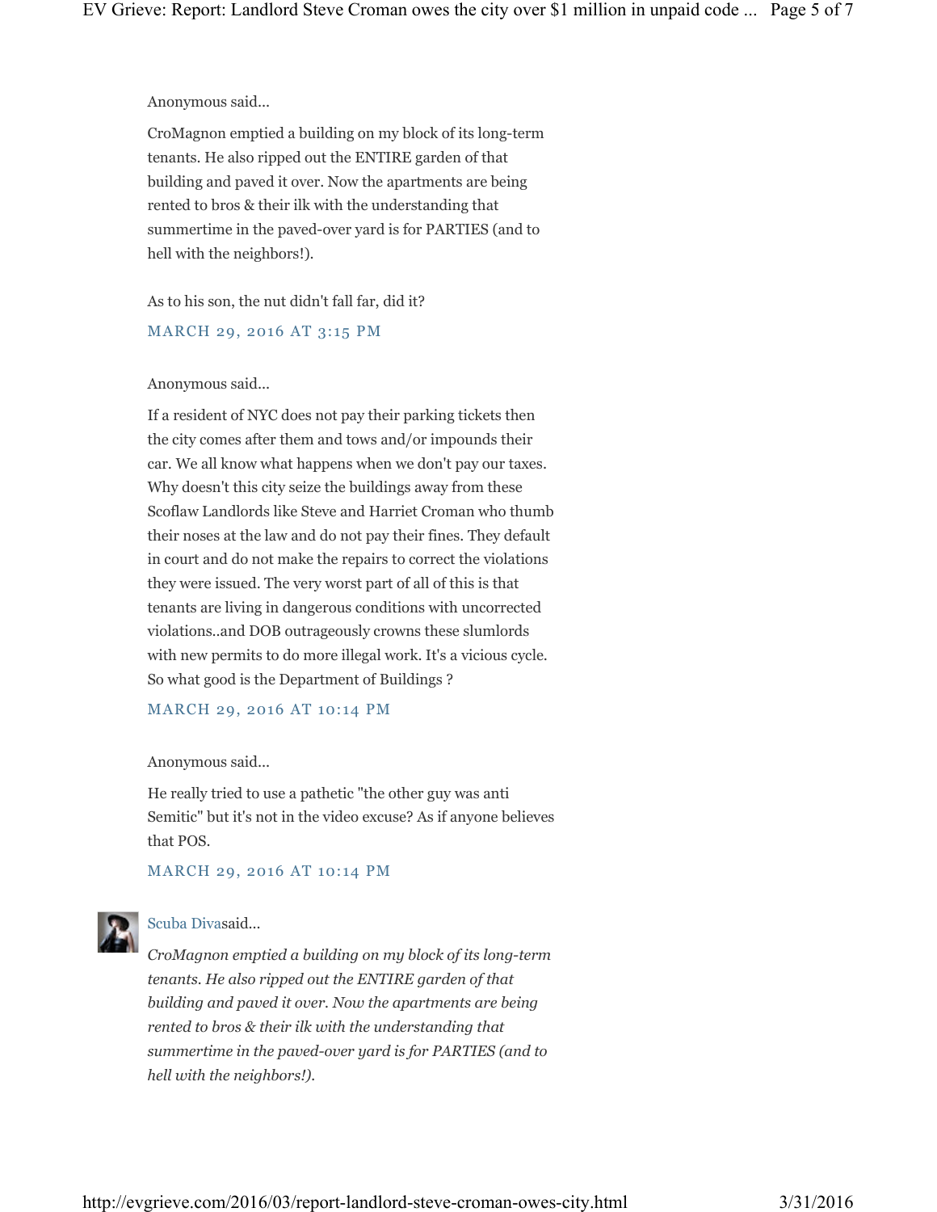Anonymous said...

CroMagnon emptied a building on my block of its long-term tenants. He also ripped out the ENTIRE garden of that building and paved it over. Now the apartments are being rented to bros & their ilk with the understanding that summertime in the paved-over yard is for PARTIES (and to hell with the neighbors!).

As to his son, the nut didn't fall far, did it?

MARCH 29, 2016 AT 3:15 PM

Anonymous said...

If a resident of NYC does not pay their parking tickets then the city comes after them and tows and/or impounds their car. We all know what happens when we don't pay our taxes. Why doesn't this city seize the buildings away from these Scoflaw Landlords like Steve and Harriet Croman who thumb their noses at the law and do not pay their fines. They default in court and do not make the repairs to correct the violations they were issued. The very worst part of all of this is that tenants are living in dangerous conditions with uncorrected violations..and DOB outrageously crowns these slumlords with new permits to do more illegal work. It's a vicious cycle. So what good is the Department of Buildings ?

MARCH 29, 2016 AT 10:14 PM

Anonymous said...

He really tried to use a pathetic "the other guy was anti Semitic" but it's not in the video excuse? As if anyone believes that POS.

MARCH 29, 2016 AT 10:14 PM

Scuba Divasaid...

*CroMagnon emptied a building on my block of its long-term tenants. He also ripped out the ENTIRE garden of that building and paved it over. Now the apartments are being rented to bros & their ilk with the understanding that summertime in the paved-over yard is for PARTIES (and to hell with the neighbors!).*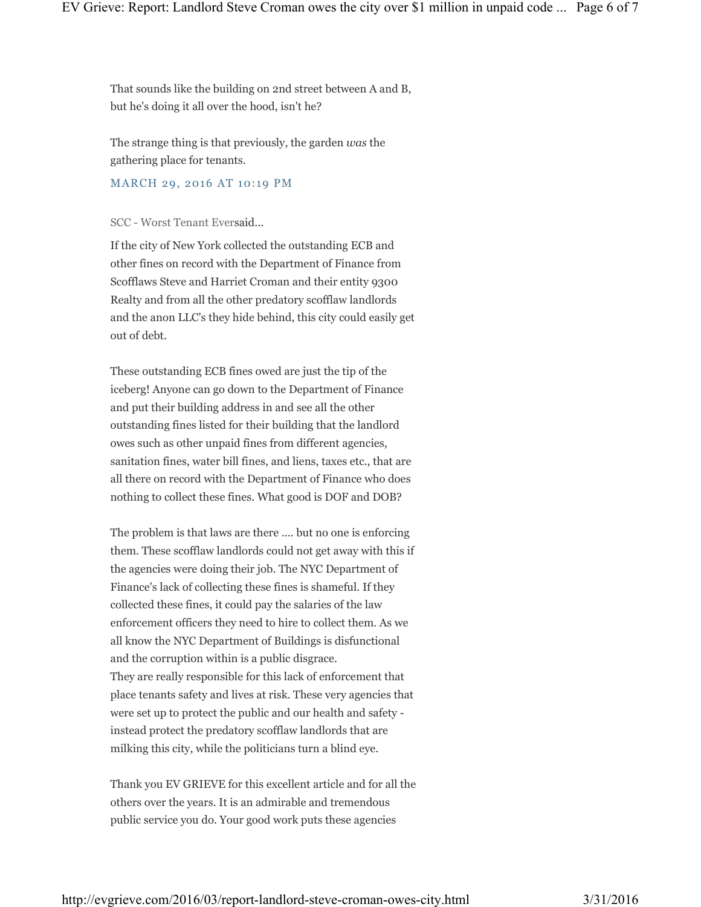That sounds like the building on 2nd street between A and B, but he's doing it all over the hood, isn't he?

The strange thing is that previously, the garden *was* the gathering place for tenants.

MARCH 29, 2016 AT 10:19 PM

SCC - Worst Tenant Eversaid...

If the city of New York collected the outstanding ECB and other fines on record with the Department of Finance from Scofflaws Steve and Harriet Croman and their entity 9300 Realty and from all the other predatory scofflaw landlords and the anon LLC's they hide behind, this city could easily get out of debt.

These outstanding ECB fines owed are just the tip of the iceberg! Anyone can go down to the Department of Finance and put their building address in and see all the other outstanding fines listed for their building that the landlord owes such as other unpaid fines from different agencies, sanitation fines, water bill fines, and liens, taxes etc., that are all there on record with the Department of Finance who does nothing to collect these fines. What good is DOF and DOB?

The problem is that laws are there .... but no one is enforcing them. These scofflaw landlords could not get away with this if the agencies were doing their job. The NYC Department of Finance's lack of collecting these fines is shameful. If they collected these fines, it could pay the salaries of the law enforcement officers they need to hire to collect them. As we all know the NYC Department of Buildings is disfunctional and the corruption within is a public disgrace.
They are really responsible for this lack of enforcement that place tenants safety and lives at risk. These very agencies that were set up to protect the public and our health and safety - instead protect the predatory scofflaw landlords that are milking this city, while the politicians turn a blind eye.

Thank you EV GRIEVE for this excellent article and for all the others over the years. It is an admirable and tremendous public service you do. Your good work puts these agencies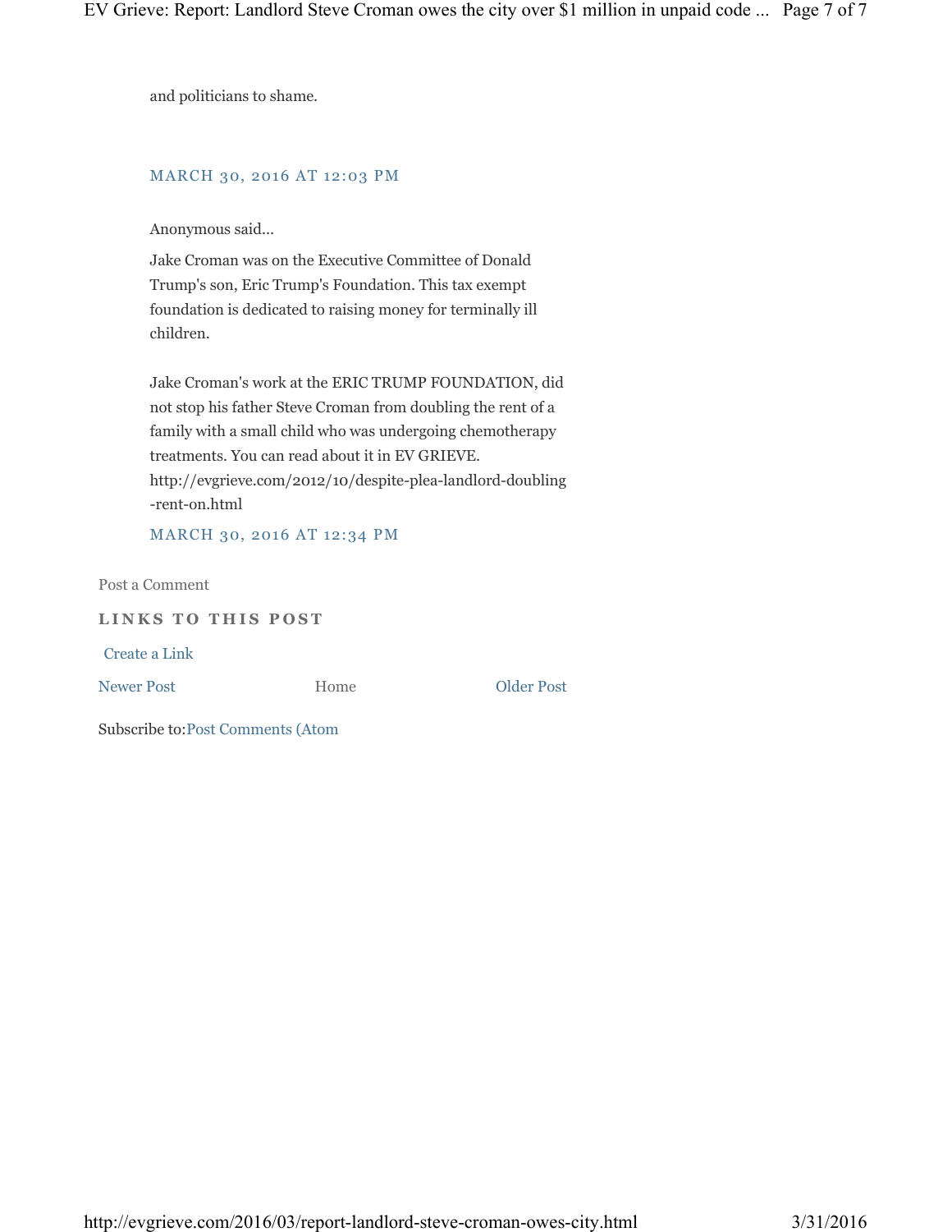and politicians to shame.

MARCH 30, 2016 AT 12:03 PM

Anonymous said...

Jake Croman was on the Executive Committee of Donald Trump's son, Eric Trump's Foundation. This tax exempt foundation is dedicated to raising money for terminally ill children.

Jake Croman's work at the ERIC TRUMP FOUNDATION, did not stop his father Steve Croman from doubling the rent of a family with a small child who was undergoing chemotherapy treatments. You can read about it in EV GRIEVE. http://evgrieve.com/2012/10/despite-plea-landlord-doubling-rent-on.html

MARCH 30, 2016 AT 12:34 PM

Post a Comment

## LINKS TO THIS POST

Create a Link

Newer Post Home Older Post

Subscribe to: Post Comments (Atom